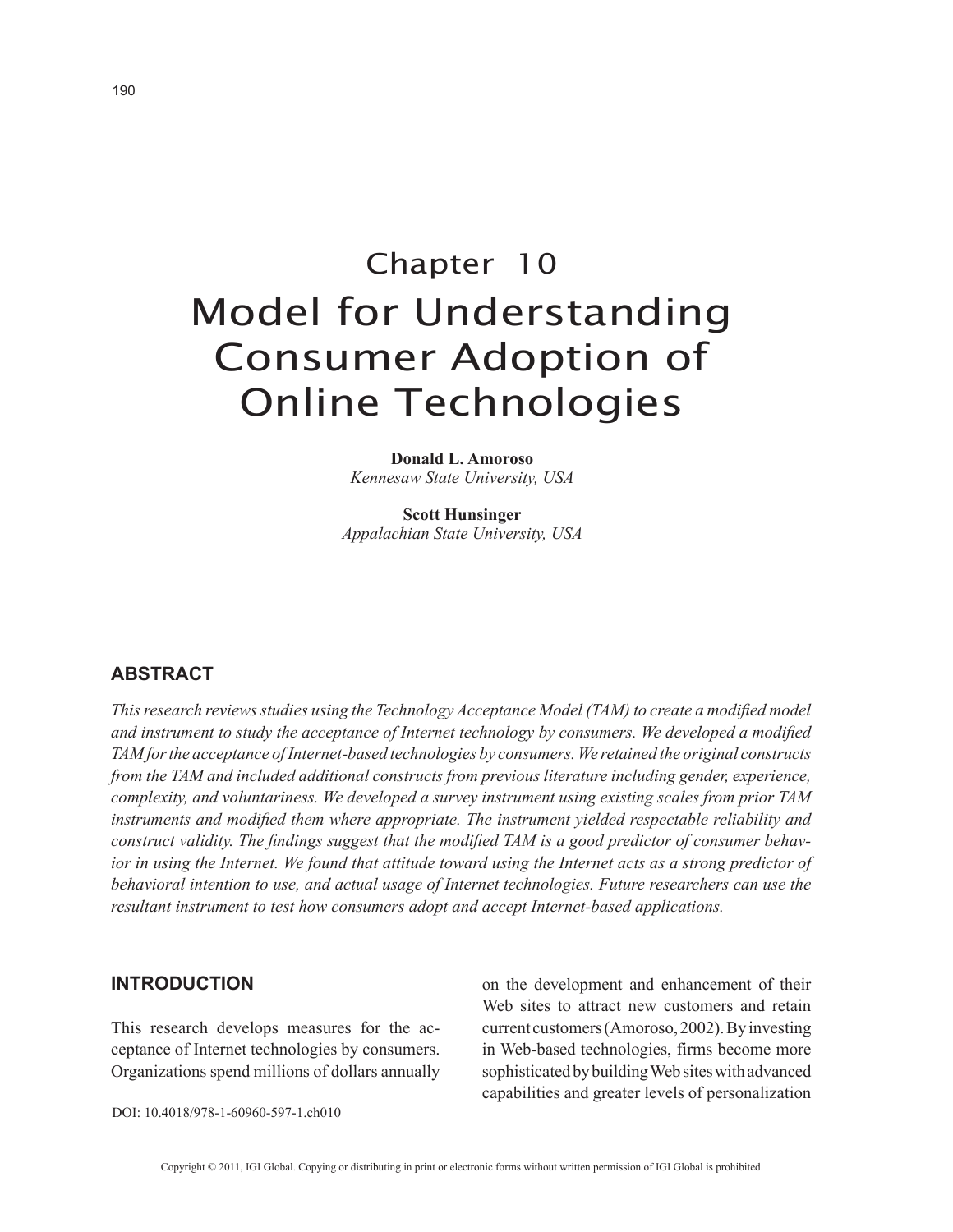# Chapter 10
# Model for Understanding Consumer Adoption of Online Technologies

**Donald L. Amoroso**
*Kennesaw State University, USA*

**Scott Hunsinger**
*Appalachian State University, USA*

## ABSTRACT

*This research reviews studies using the Technology Acceptance Model (TAM) to create a modified model and instrument to study the acceptance of Internet technology by consumers. We developed a modified TAM for the acceptance of Internet-based technologies by consumers. We retained the original constructs from the TAM and included additional constructs from previous literature including gender, experience, complexity, and voluntariness. We developed a survey instrument using existing scales from prior TAM instruments and modified them where appropriate. The instrument yielded respectable reliability and construct validity. The findings suggest that the modified TAM is a good predictor of consumer behavior in using the Internet. We found that attitude toward using the Internet acts as a strong predictor of behavioral intention to use, and actual usage of Internet technologies. Future researchers can use the resultant instrument to test how consumers adopt and accept Internet-based applications.*

## INTRODUCTION

This research develops measures for the acceptance of Internet technologies by consumers. Organizations spend millions of dollars annually on the development and enhancement of their Web sites to attract new customers and retain current customers (Amoroso, 2002). By investing in Web-based technologies, firms become more sophisticated by building Web sites with advanced capabilities and greater levels of personalization

DOI: 10.4018/978-1-60960-597-1.ch010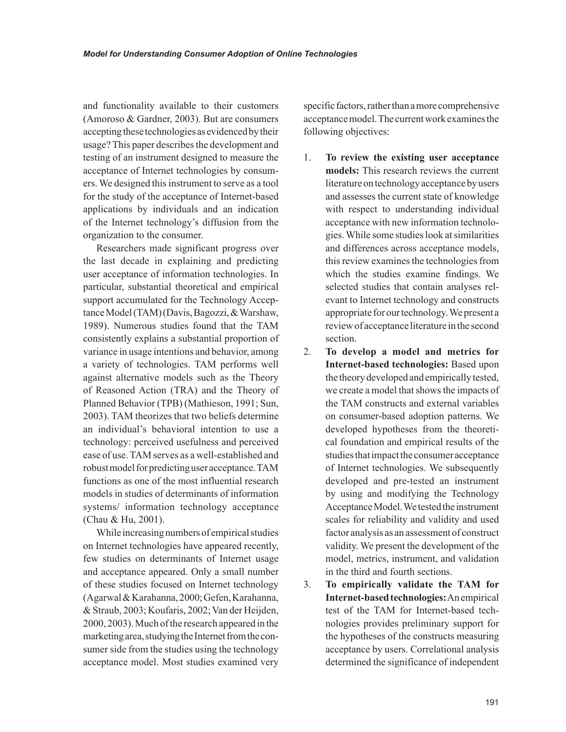and functionality available to their customers (Amoroso & Gardner, 2003). But are consumers accepting these technologies as evidenced by their usage? This paper describes the development and testing of an instrument designed to measure the acceptance of Internet technologies by consumers. We designed this instrument to serve as a tool for the study of the acceptance of Internet-based applications by individuals and an indication of the Internet technology's diffusion from the organization to the consumer.

Researchers made significant progress over the last decade in explaining and predicting user acceptance of information technologies. In particular, substantial theoretical and empirical support accumulated for the Technology Acceptance Model (TAM) (Davis, Bagozzi, & Warshaw, 1989). Numerous studies found that the TAM consistently explains a substantial proportion of variance in usage intentions and behavior, among a variety of technologies. TAM performs well against alternative models such as the Theory of Reasoned Action (TRA) and the Theory of Planned Behavior (TPB) (Mathieson, 1991; Sun, 2003). TAM theorizes that two beliefs determine an individual's behavioral intention to use a technology: perceived usefulness and perceived ease of use. TAM serves as a well-established and robust model for predicting user acceptance. TAM functions as one of the most influential research models in studies of determinants of information systems/ information technology acceptance (Chau & Hu, 2001).

While increasing numbers of empirical studies on Internet technologies have appeared recently, few studies on determinants of Internet usage and acceptance appeared. Only a small number of these studies focused on Internet technology (Agarwal & Karahanna, 2000; Gefen, Karahanna, & Straub, 2003; Koufaris, 2002; Van der Heijden, 2000, 2003). Much of the research appeared in the marketing area, studying the Internet from the consumer side from the studies using the technology acceptance model. Most studies examined very specific factors, rather than a more comprehensive acceptance model. The current work examines the following objectives:

1. **To review the existing user acceptance models:** This research reviews the current literature on technology acceptance by users and assesses the current state of knowledge with respect to understanding individual acceptance with new information technologies. While some studies look at similarities and differences across acceptance models, this review examines the technologies from which the studies examine findings. We selected studies that contain analyses relevant to Internet technology and constructs appropriate for our technology. We present a review of acceptance literature in the second section.
2. **To develop a model and metrics for Internet-based technologies:** Based upon the theory developed and empirically tested, we create a model that shows the impacts of the TAM constructs and external variables on consumer-based adoption patterns. We developed hypotheses from the theoretical foundation and empirical results of the studies that impact the consumer acceptance of Internet technologies. We subsequently developed and pre-tested an instrument by using and modifying the Technology Acceptance Model. We tested the instrument scales for reliability and validity and used factor analysis as an assessment of construct validity. We present the development of the model, metrics, instrument, and validation in the third and fourth sections.
3. **To empirically validate the TAM for Internet-based technologies:** An empirical test of the TAM for Internet-based technologies provides preliminary support for the hypotheses of the constructs measuring acceptance by users. Correlational analysis determined the significance of independent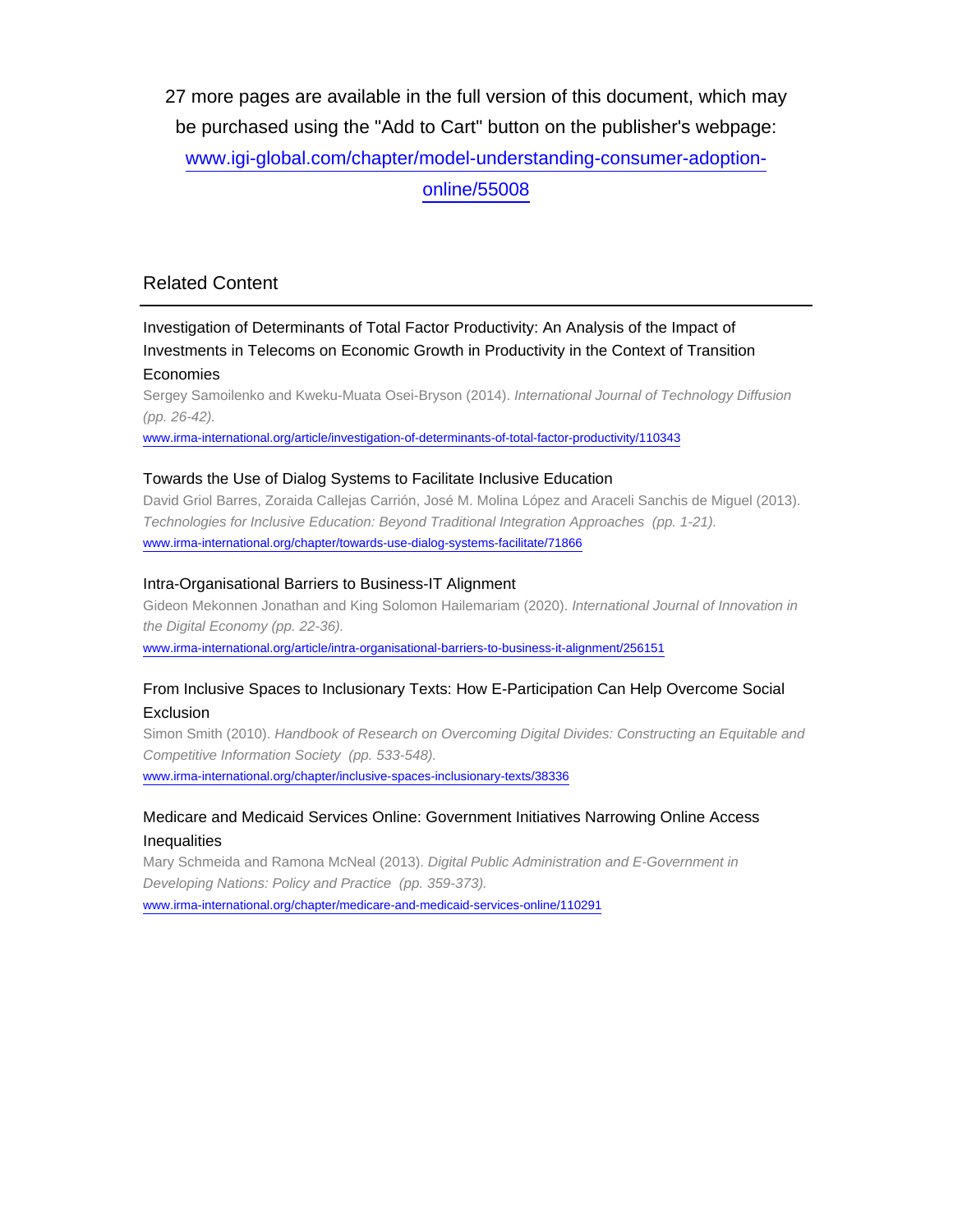27 more pages are available in the full version of this document, which may be purchased using the "Add to Cart" button on the publisher's webpage: [www.igi-global.com/chapter/model-understanding-consumer-adoption-online/55008](www.igi-global.com/chapter/model-understanding-consumer-adoption-online/55008)

## Related Content

**Investigation of Determinants of Total Factor Productivity: An Analysis of the Impact of Investments in Telecoms on Economic Growth in Productivity in the Context of Transition Economies**

Sergey Samoilenko and Kweku-Muata Osei-Bryson (2014). *International Journal of Technology Diffusion (pp. 26-42).*

[www.irma-international.org/article/investigation-of-determinants-of-total-factor-productivity/110343](www.irma-international.org/article/investigation-of-determinants-of-total-factor-productivity/110343)

**Towards the Use of Dialog Systems to Facilitate Inclusive Education**

David Griol Barres, Zoraida Callejas Carrión, José M. Molina López and Araceli Sanchis de Miguel (2013). *Technologies for Inclusive Education: Beyond Traditional Integration Approaches (pp. 1-21).*

[www.irma-international.org/chapter/towards-use-dialog-systems-facilitate/71866](www.irma-international.org/chapter/towards-use-dialog-systems-facilitate/71866)

**Intra-Organisational Barriers to Business-IT Alignment**

Gideon Mekonnen Jonathan and King Solomon Hailemariam (2020). *International Journal of Innovation in the Digital Economy (pp. 22-36).*

[www.irma-international.org/article/intra-organisational-barriers-to-business-it-alignment/256151](www.irma-international.org/article/intra-organisational-barriers-to-business-it-alignment/256151)

**From Inclusive Spaces to Inclusionary Texts: How E-Participation Can Help Overcome Social Exclusion**

Simon Smith (2010). *Handbook of Research on Overcoming Digital Divides: Constructing an Equitable and Competitive Information Society (pp. 533-548).*

[www.irma-international.org/chapter/inclusive-spaces-inclusionary-texts/38336](www.irma-international.org/chapter/inclusive-spaces-inclusionary-texts/38336)

**Medicare and Medicaid Services Online: Government Initiatives Narrowing Online Access Inequalities**

Mary Schmeida and Ramona McNeal (2013). *Digital Public Administration and E-Government in Developing Nations: Policy and Practice (pp. 359-373).*

[www.irma-international.org/chapter/medicare-and-medicaid-services-online/110291](www.irma-international.org/chapter/medicare-and-medicaid-services-online/110291)